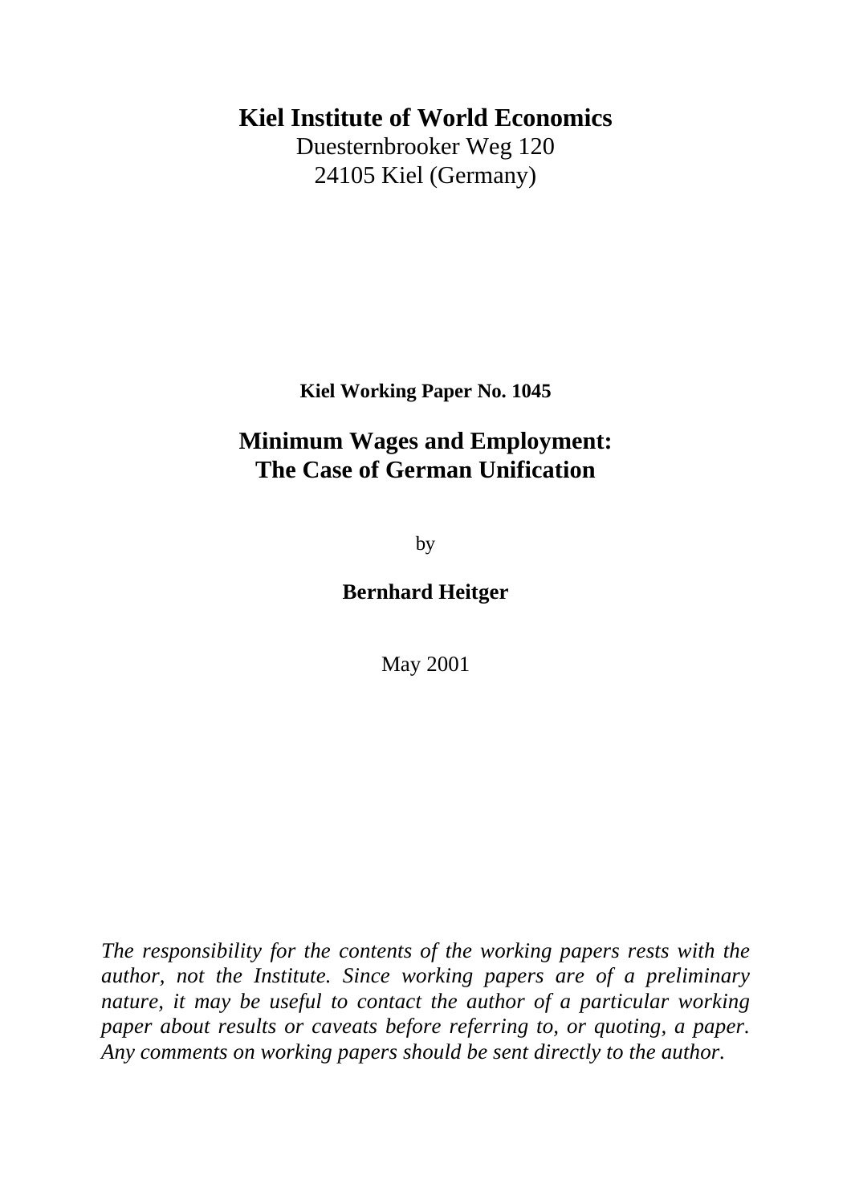**Kiel Institute of World Economics**

Duesternbrooker Weg 120
24105 Kiel (Germany)

**Kiel Working Paper No. 1045**

# Minimum Wages and Employment: The Case of German Unification

by

**Bernhard Heitger**

May 2001

*The responsibility for the contents of the working papers rests with the author, not the Institute. Since working papers are of a preliminary nature, it may be useful to contact the author of a particular working paper about results or caveats before referring to, or quoting, a paper. Any comments on working papers should be sent directly to the author.*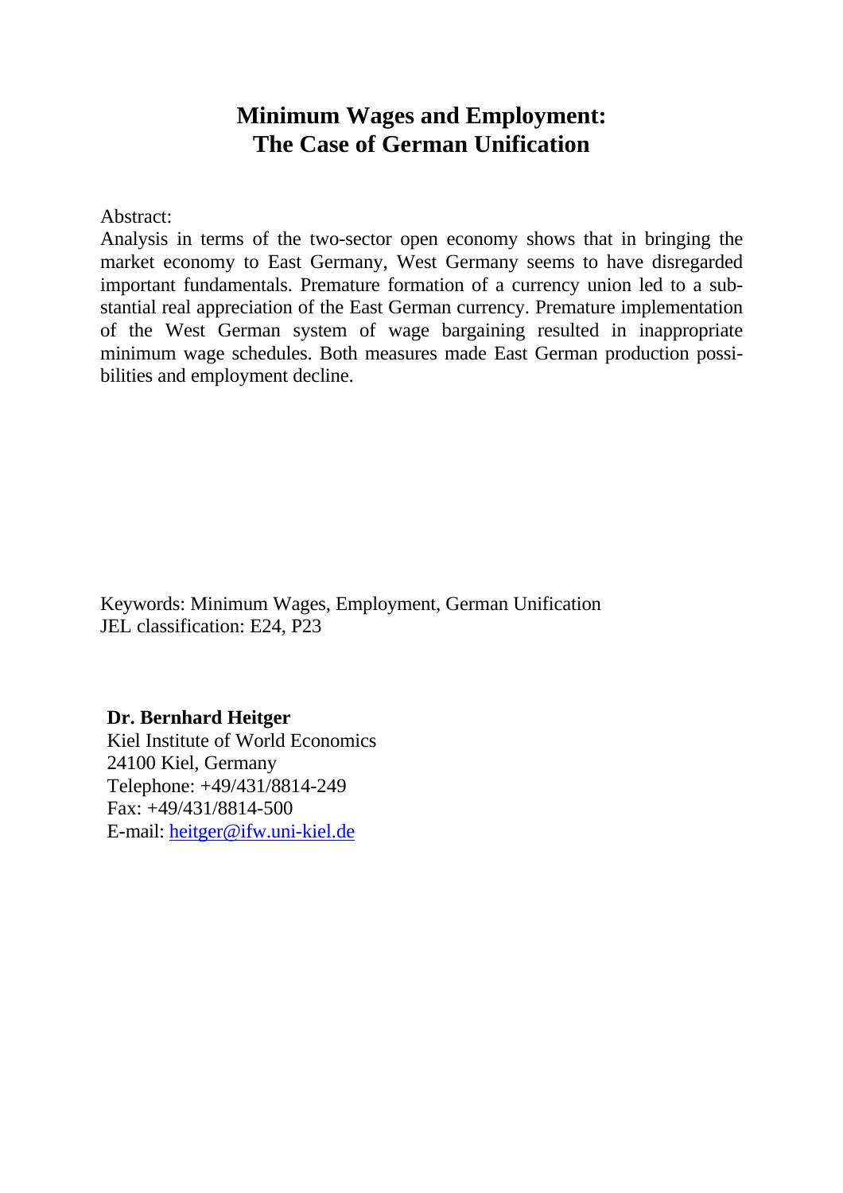# Minimum Wages and Employment: The Case of German Unification

Abstract:

Analysis in terms of the two-sector open economy shows that in bringing the market economy to East Germany, West Germany seems to have disregarded important fundamentals. Premature formation of a currency union led to a substantial real appreciation of the East German currency. Premature implementation of the West German system of wage bargaining resulted in inappropriate minimum wage schedules. Both measures made East German production possibilities and employment decline.

Keywords: Minimum Wages, Employment, German Unification
JEL classification: E24, P23

**Dr. Bernhard Heitger**
Kiel Institute of World Economics
24100 Kiel, Germany
Telephone: +49/431/8814-249
Fax: +49/431/8814-500
E-mail: heitger@ifw.uni-kiel.de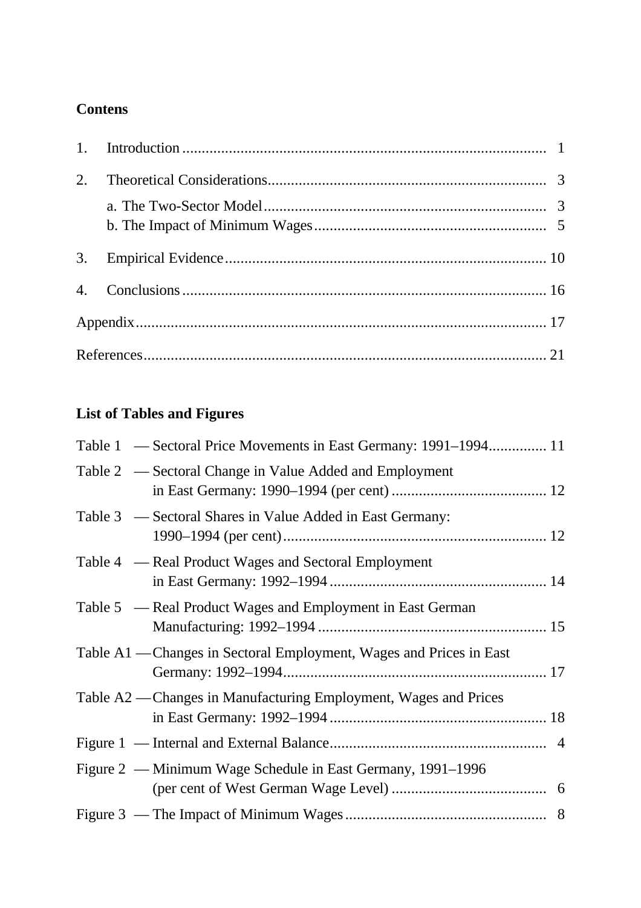**Contens**

1. Introduction ............................................................................................ 1
2. Theoretical Considerations....................................................................... 3
   a. The Two-Sector Model ........................................................................ 3
   b. The Impact of Minimum Wages ........................................................... 5
3. Empirical Evidence .................................................................................. 10
4. Conclusions ............................................................................................. 16

Appendix ......................................................................................................... 17

References ....................................................................................................... 21

**List of Tables and Figures**

Table 1 — Sectoral Price Movements in East Germany: 1991–1994............... 11

Table 2 — Sectoral Change in Value Added and Employment in East Germany: 1990–1994 (per cent) ........................................ 12

Table 3 — Sectoral Shares in Value Added in East Germany: 1990–1994 (per cent).................................................................... 12

Table 4 — Real Product Wages and Sectoral Employment in East Germany: 1992–1994 ........................................................ 14

Table 5 — Real Product Wages and Employment in East German Manufacturing: 1992–1994 ........................................................... 15

Table A1 — Changes in Sectoral Employment, Wages and Prices in East Germany: 1992–1994.................................................................... 17

Table A2 — Changes in Manufacturing Employment, Wages and Prices in East Germany: 1992–1994 ........................................................ 18

Figure 1 — Internal and External Balance........................................................ 4

Figure 2 — Minimum Wage Schedule in East Germany, 1991–1996 (per cent of West German Wage Level) ........................................ 6

Figure 3 — The Impact of Minimum Wages .................................................... 8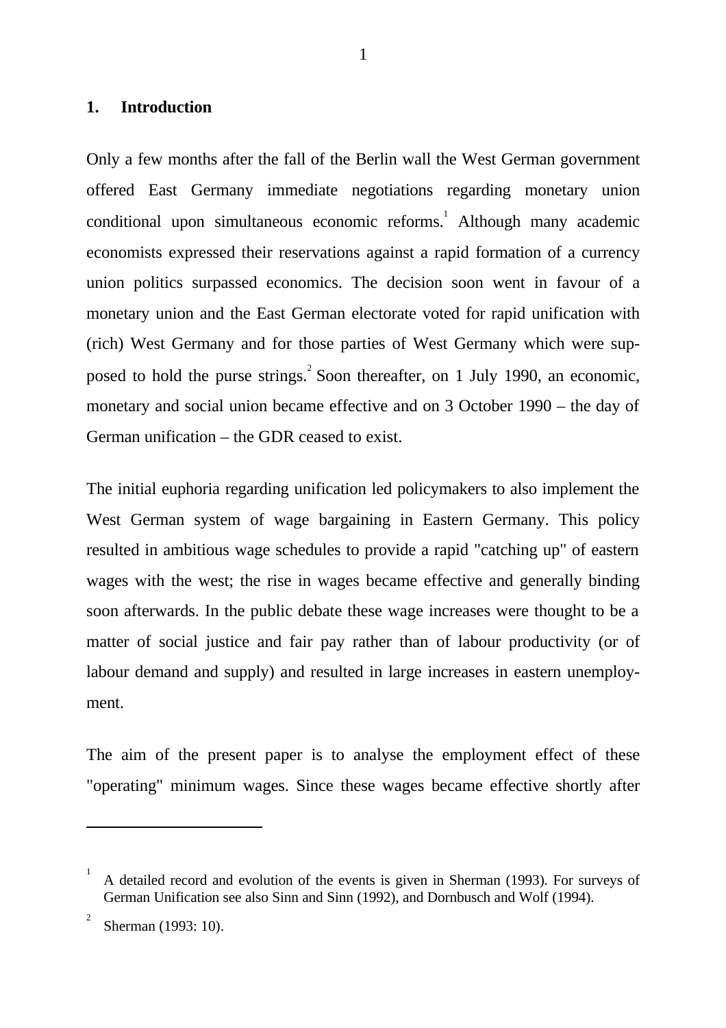## 1. Introduction

Only a few months after the fall of the Berlin wall the West German government offered East Germany immediate negotiations regarding monetary union conditional upon simultaneous economic reforms.[1] Although many academic economists expressed their reservations against a rapid formation of a currency union politics surpassed economics. The decision soon went in favour of a monetary union and the East German electorate voted for rapid unification with (rich) West Germany and for those parties of West Germany which were supposed to hold the purse strings.[2] Soon thereafter, on 1 July 1990, an economic, monetary and social union became effective and on 3 October 1990 – the day of German unification – the GDR ceased to exist.

The initial euphoria regarding unification led policymakers to also implement the West German system of wage bargaining in Eastern Germany. This policy resulted in ambitious wage schedules to provide a rapid "catching up" of eastern wages with the west; the rise in wages became effective and generally binding soon afterwards. In the public debate these wage increases were thought to be a matter of social justice and fair pay rather than of labour productivity (or of labour demand and supply) and resulted in large increases in eastern unemployment.

The aim of the present paper is to analyse the employment effect of these "operating" minimum wages. Since these wages became effective shortly after

---

[1] A detailed record and evolution of the events is given in Sherman (1993). For surveys of German Unification see also Sinn and Sinn (1992), and Dornbusch and Wolf (1994).

[2] Sherman (1993: 10).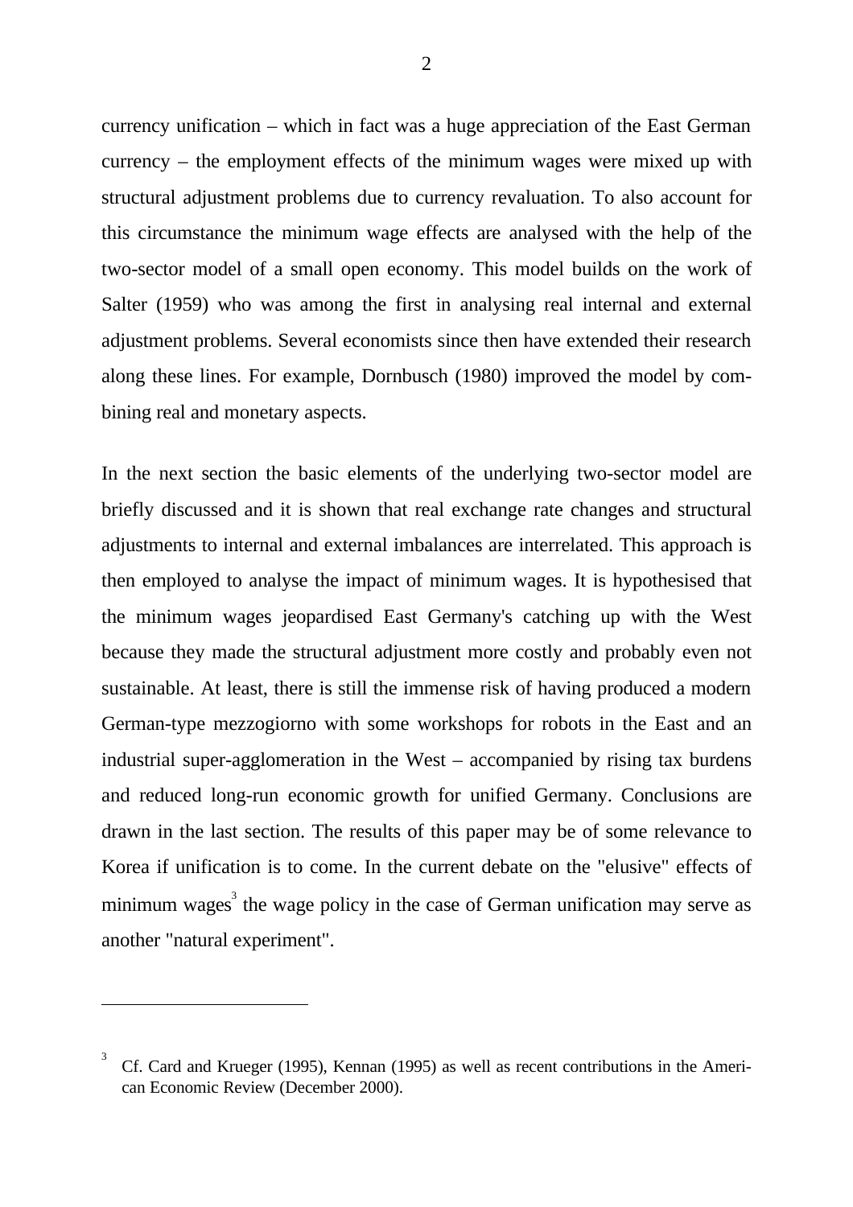currency unification – which in fact was a huge appreciation of the East German currency – the employment effects of the minimum wages were mixed up with structural adjustment problems due to currency revaluation. To also account for this circumstance the minimum wage effects are analysed with the help of the two-sector model of a small open economy. This model builds on the work of Salter (1959) who was among the first in analysing real internal and external adjustment problems. Several economists since then have extended their research along these lines. For example, Dornbusch (1980) improved the model by combining real and monetary aspects.

In the next section the basic elements of the underlying two-sector model are briefly discussed and it is shown that real exchange rate changes and structural adjustments to internal and external imbalances are interrelated. This approach is then employed to analyse the impact of minimum wages. It is hypothesised that the minimum wages jeopardised East Germany's catching up with the West because they made the structural adjustment more costly and probably even not sustainable. At least, there is still the immense risk of having produced a modern German-type mezzogiorno with some workshops for robots in the East and an industrial super-agglomeration in the West – accompanied by rising tax burdens and reduced long-run economic growth for unified Germany. Conclusions are drawn in the last section. The results of this paper may be of some relevance to Korea if unification is to come. In the current debate on the "elusive" effects of minimum wages[3] the wage policy in the case of German unification may serve as another "natural experiment".

---

[3] Cf. Card and Krueger (1995), Kennan (1995) as well as recent contributions in the American Economic Review (December 2000).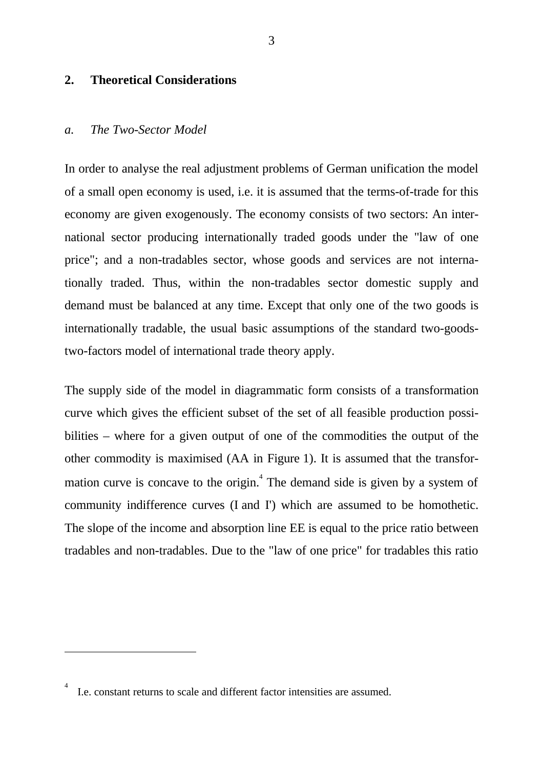## 2. Theoretical Considerations

### *a. The Two-Sector Model*

In order to analyse the real adjustment problems of German unification the model of a small open economy is used, i.e. it is assumed that the terms-of-trade for this economy are given exogenously. The economy consists of two sectors: An international sector producing internationally traded goods under the "law of one price"; and a non-tradables sector, whose goods and services are not internationally traded. Thus, within the non-tradables sector domestic supply and demand must be balanced at any time. Except that only one of the two goods is internationally tradable, the usual basic assumptions of the standard two-goods-two-factors model of international trade theory apply.

The supply side of the model in diagrammatic form consists of a transformation curve which gives the efficient subset of the set of all feasible production possibilities – where for a given output of one of the commodities the output of the other commodity is maximised (AA in Figure 1). It is assumed that the transformation curve is concave to the origin.[4] The demand side is given by a system of community indifference curves (I and I') which are assumed to be homothetic. The slope of the income and absorption line EE is equal to the price ratio between tradables and non-tradables. Due to the "law of one price" for tradables this ratio

---

[4] I.e. constant returns to scale and different factor intensities are assumed.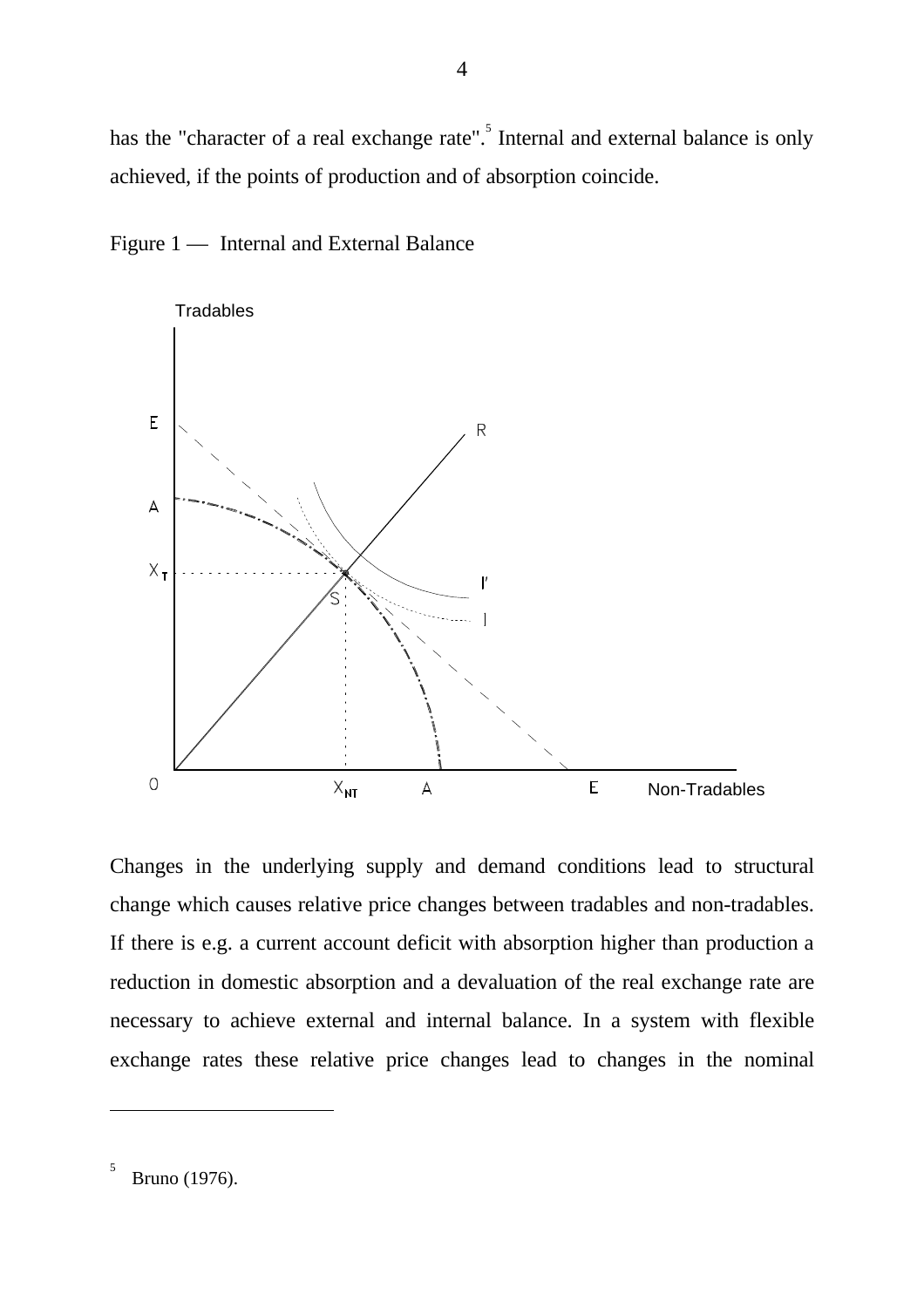has the "character of a real exchange rate".[5] Internal and external balance is only achieved, if the points of production and of absorption coincide.

Figure 1 — Internal and External Balance

Changes in the underlying supply and demand conditions lead to structural change which causes relative price changes between tradables and non-tradables. If there is e.g. a current account deficit with absorption higher than production a reduction in domestic absorption and a devaluation of the real exchange rate are necessary to achieve external and internal balance. In a system with flexible exchange rates these relative price changes lead to changes in the nominal

---

[5] Bruno (1976).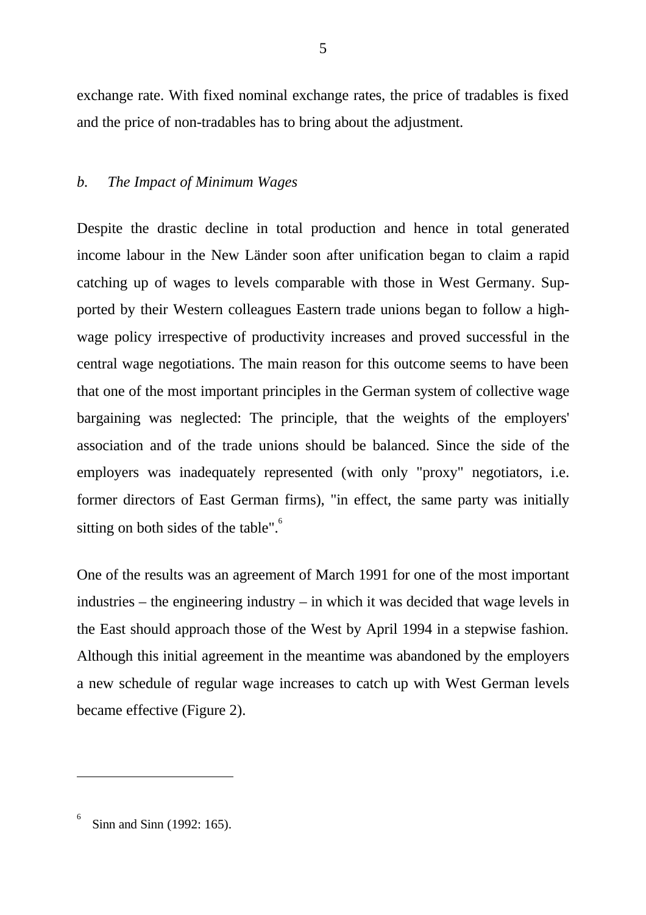exchange rate. With fixed nominal exchange rates, the price of tradables is fixed and the price of non-tradables has to bring about the adjustment.

### *b. The Impact of Minimum Wages*

Despite the drastic decline in total production and hence in total generated income labour in the New Länder soon after unification began to claim a rapid catching up of wages to levels comparable with those in West Germany. Supported by their Western colleagues Eastern trade unions began to follow a high-wage policy irrespective of productivity increases and proved successful in the central wage negotiations. The main reason for this outcome seems to have been that one of the most important principles in the German system of collective wage bargaining was neglected: The principle, that the weights of the employers' association and of the trade unions should be balanced. Since the side of the employers was inadequately represented (with only "proxy" negotiators, i.e. former directors of East German firms), "in effect, the same party was initially sitting on both sides of the table".[6]

One of the results was an agreement of March 1991 for one of the most important industries – the engineering industry – in which it was decided that wage levels in the East should approach those of the West by April 1994 in a stepwise fashion. Although this initial agreement in the meantime was abandoned by the employers a new schedule of regular wage increases to catch up with West German levels became effective (Figure 2).

---

[6] Sinn and Sinn (1992: 165).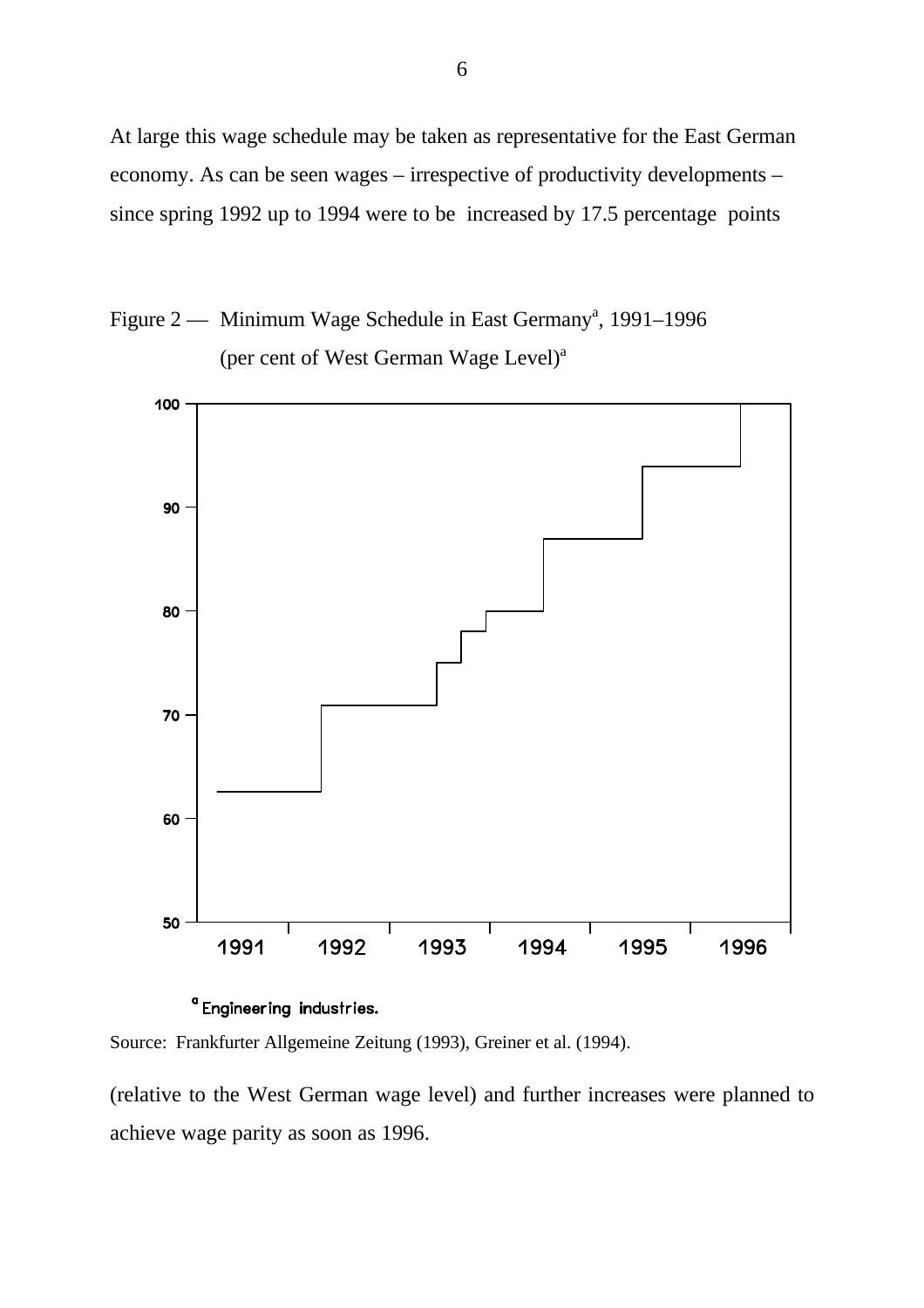At large this wage schedule may be taken as representative for the East German economy. As can be seen wages – irrespective of productivity developments – since spring 1992 up to 1994 were to be increased by 17.5 percentage points

Figure 2 — Minimum Wage Schedule in East Germany[a], 1991–1996 (per cent of West German Wage Level)[a]

[a] Engineering industries.

Source: Frankfurter Allgemeine Zeitung (1993), Greiner et al. (1994).

(relative to the West German wage level) and further increases were planned to achieve wage parity as soon as 1996.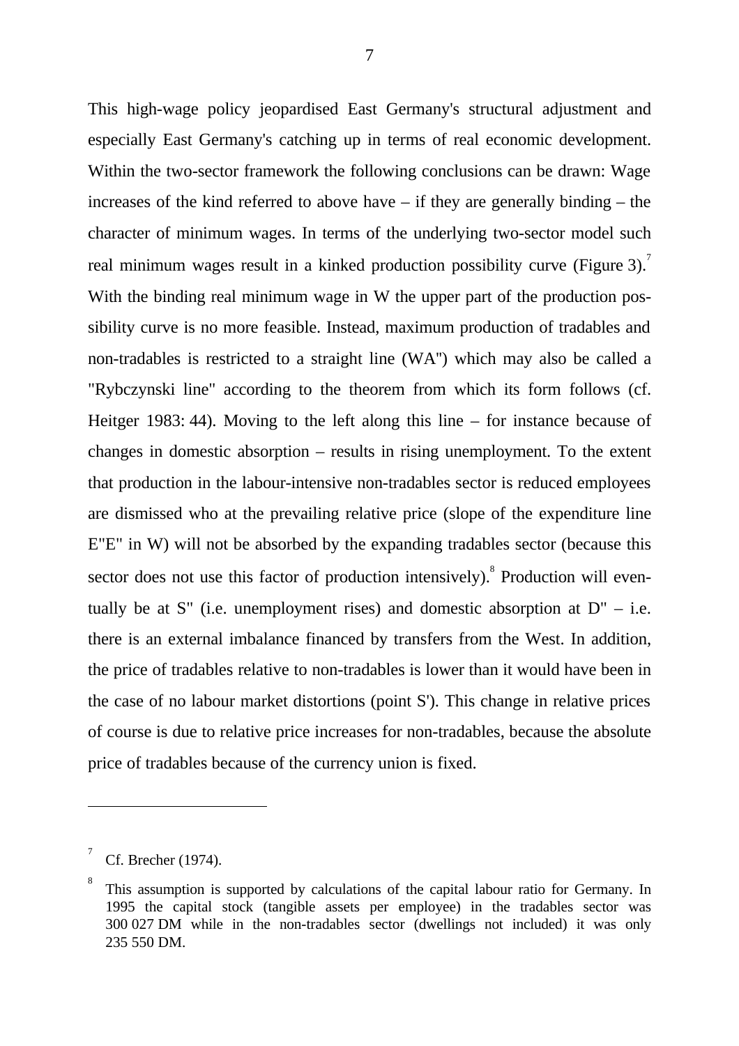This high-wage policy jeopardised East Germany's structural adjustment and especially East Germany's catching up in terms of real economic development. Within the two-sector framework the following conclusions can be drawn: Wage increases of the kind referred to above have – if they are generally binding – the character of minimum wages. In terms of the underlying two-sector model such real minimum wages result in a kinked production possibility curve (Figure 3).[7] With the binding real minimum wage in W the upper part of the production possibility curve is no more feasible. Instead, maximum production of tradables and non-tradables is restricted to a straight line (WA") which may also be called a "Rybczynski line" according to the theorem from which its form follows (cf. Heitger 1983: 44). Moving to the left along this line – for instance because of changes in domestic absorption – results in rising unemployment. To the extent that production in the labour-intensive non-tradables sector is reduced employees are dismissed who at the prevailing relative price (slope of the expenditure line E"E" in W) will not be absorbed by the expanding tradables sector (because this sector does not use this factor of production intensively).[8] Production will eventually be at S" (i.e. unemployment rises) and domestic absorption at D" – i.e. there is an external imbalance financed by transfers from the West. In addition, the price of tradables relative to non-tradables is lower than it would have been in the case of no labour market distortions (point S'). This change in relative prices of course is due to relative price increases for non-tradables, because the absolute price of tradables because of the currency union is fixed.

---

[7] Cf. Brecher (1974).

[8] This assumption is supported by calculations of the capital labour ratio for Germany. In 1995 the capital stock (tangible assets per employee) in the tradables sector was 300 027 DM while in the non-tradables sector (dwellings not included) it was only 235 550 DM.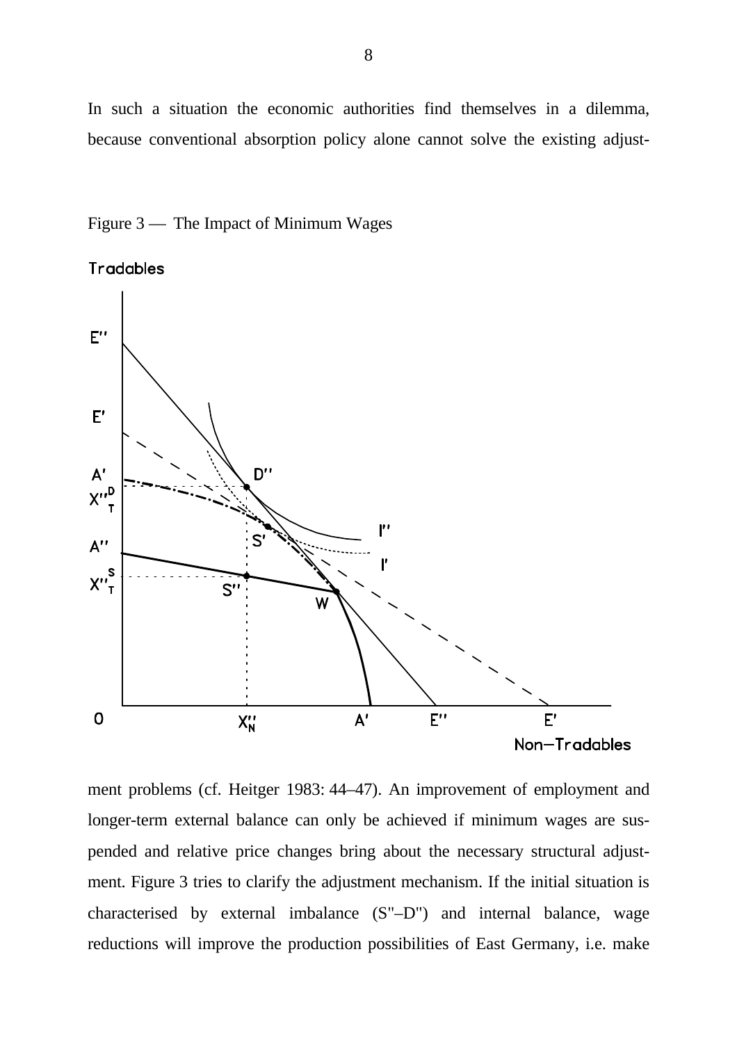In such a situation the economic authorities find themselves in a dilemma, because conventional absorption policy alone cannot solve the existing adjust-

Figure 3 — The Impact of Minimum Wages

ment problems (cf. Heitger 1983: 44–47). An improvement of employment and longer-term external balance can only be achieved if minimum wages are suspended and relative price changes bring about the necessary structural adjustment. Figure 3 tries to clarify the adjustment mechanism. If the initial situation is characterised by external imbalance (S"–D") and internal balance, wage reductions will improve the production possibilities of East Germany, i.e. make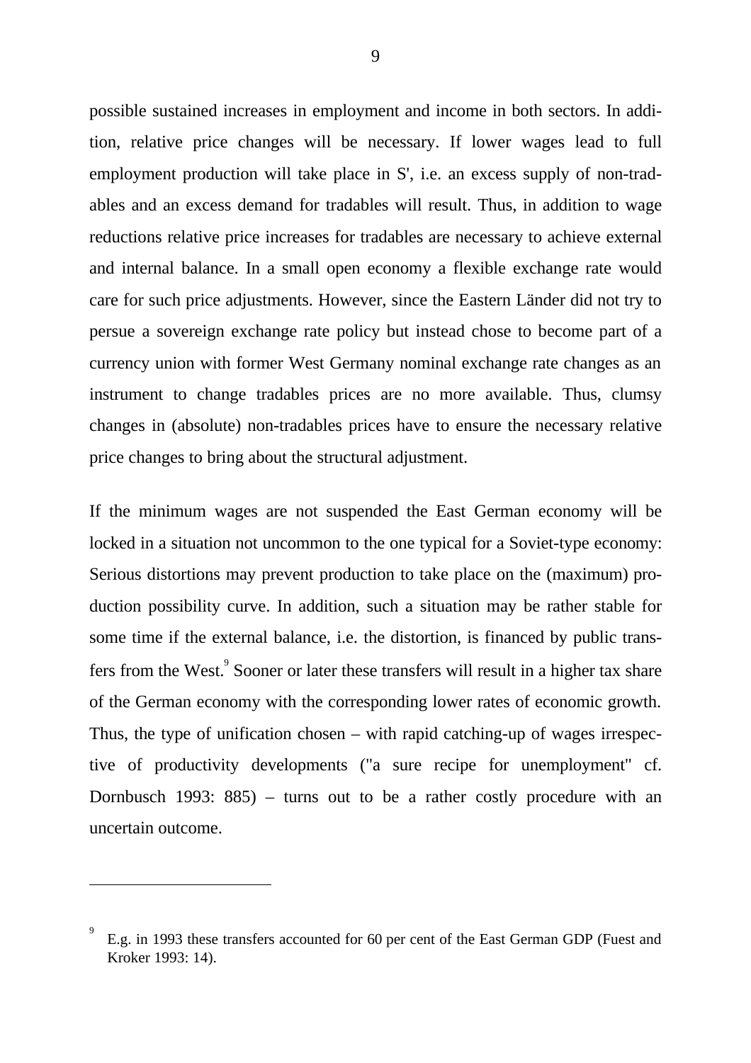possible sustained increases in employment and income in both sectors. In addition, relative price changes will be necessary. If lower wages lead to full employment production will take place in S', i.e. an excess supply of non-tradables and an excess demand for tradables will result. Thus, in addition to wage reductions relative price increases for tradables are necessary to achieve external and internal balance. In a small open economy a flexible exchange rate would care for such price adjustments. However, since the Eastern Länder did not try to persue a sovereign exchange rate policy but instead chose to become part of a currency union with former West Germany nominal exchange rate changes as an instrument to change tradables prices are no more available. Thus, clumsy changes in (absolute) non-tradables prices have to ensure the necessary relative price changes to bring about the structural adjustment.

If the minimum wages are not suspended the East German economy will be locked in a situation not uncommon to the one typical for a Soviet-type economy: Serious distortions may prevent production to take place on the (maximum) production possibility curve. In addition, such a situation may be rather stable for some time if the external balance, i.e. the distortion, is financed by public transfers from the West.[9] Sooner or later these transfers will result in a higher tax share of the German economy with the corresponding lower rates of economic growth. Thus, the type of unification chosen – with rapid catching-up of wages irrespective of productivity developments ("a sure recipe for unemployment" cf. Dornbusch 1993: 885) – turns out to be a rather costly procedure with an uncertain outcome.

---

[9] E.g. in 1993 these transfers accounted for 60 per cent of the East German GDP (Fuest and Kroker 1993: 14).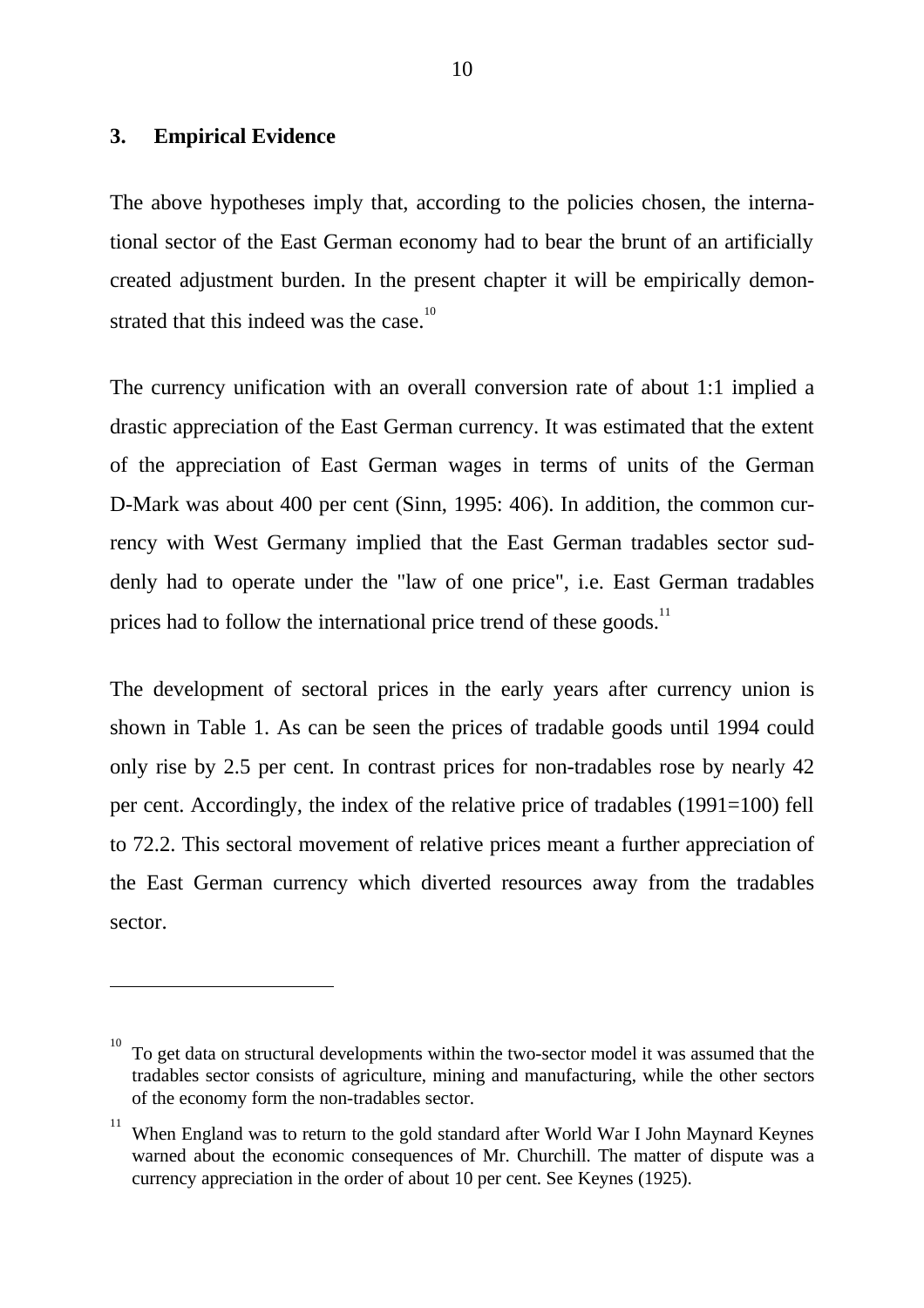## 3. Empirical Evidence

The above hypotheses imply that, according to the policies chosen, the international sector of the East German economy had to bear the brunt of an artificially created adjustment burden. In the present chapter it will be empirically demonstrated that this indeed was the case.[10]

The currency unification with an overall conversion rate of about 1:1 implied a drastic appreciation of the East German currency. It was estimated that the extent of the appreciation of East German wages in terms of units of the German D-Mark was about 400 per cent (Sinn, 1995: 406). In addition, the common currency with West Germany implied that the East German tradables sector suddenly had to operate under the "law of one price", i.e. East German tradables prices had to follow the international price trend of these goods.[11]

The development of sectoral prices in the early years after currency union is shown in Table 1. As can be seen the prices of tradable goods until 1994 could only rise by 2.5 per cent. In contrast prices for non-tradables rose by nearly 42 per cent. Accordingly, the index of the relative price of tradables (1991=100) fell to 72.2. This sectoral movement of relative prices meant a further appreciation of the East German currency which diverted resources away from the tradables sector.

---

[10] To get data on structural developments within the two-sector model it was assumed that the tradables sector consists of agriculture, mining and manufacturing, while the other sectors of the economy form the non-tradables sector.

[11] When England was to return to the gold standard after World War I John Maynard Keynes warned about the economic consequences of Mr. Churchill. The matter of dispute was a currency appreciation in the order of about 10 per cent. See Keynes (1925).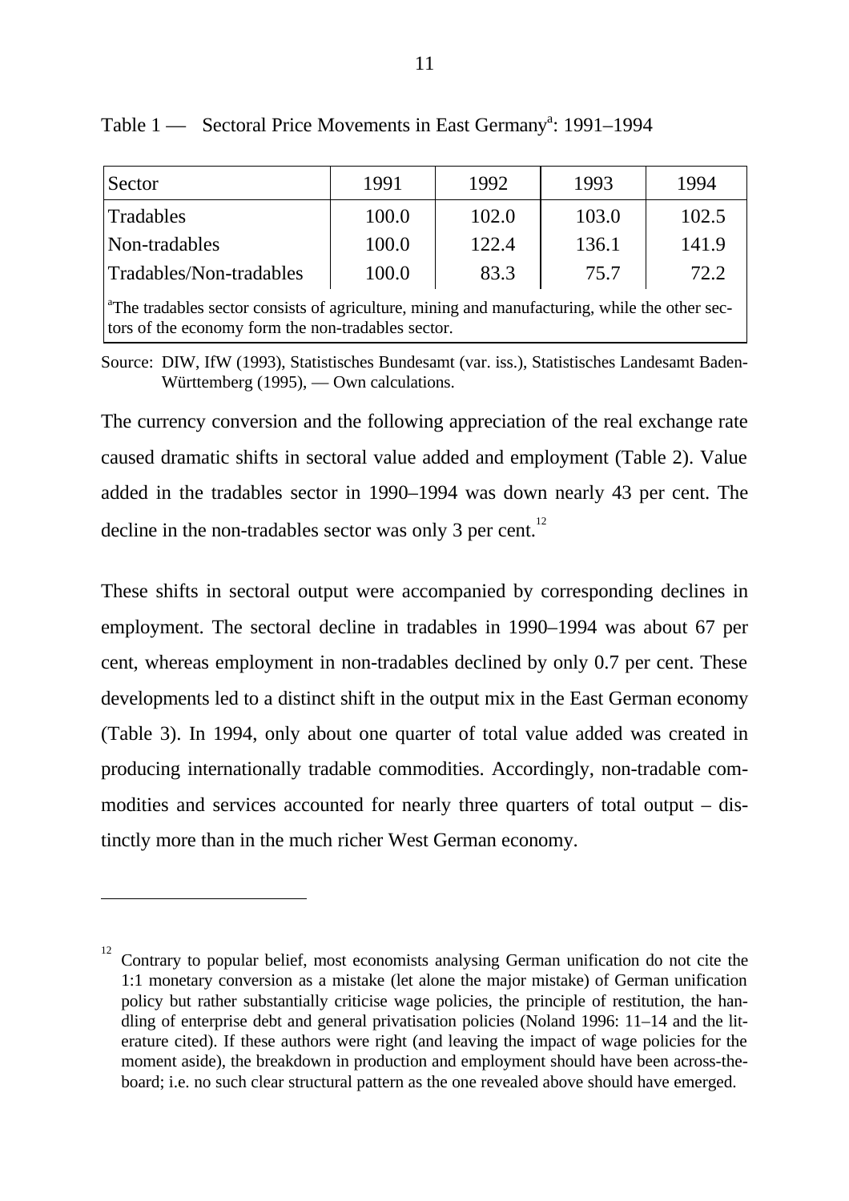Table 1 — Sectoral Price Movements in East Germany[a]: 1991–1994

| Sector | 1991 | 1992 | 1993 | 1994 |
|---|---|---|---|---|
| Tradables | 100.0 | 102.0 | 103.0 | 102.5 |
| Non-tradables | 100.0 | 122.4 | 136.1 | 141.9 |
| Tradables/Non-tradables | 100.0 | 83.3 | 75.7 | 72.2 |

[a]The tradables sector consists of agriculture, mining and manufacturing, while the other sectors of the economy form the non-tradables sector.

Source: DIW, IfW (1993), Statistisches Bundesamt (var. iss.), Statistisches Landesamt Baden-Württemberg (1995), — Own calculations.

The currency conversion and the following appreciation of the real exchange rate caused dramatic shifts in sectoral value added and employment (Table 2). Value added in the tradables sector in 1990–1994 was down nearly 43 per cent. The decline in the non-tradables sector was only 3 per cent.[12]

These shifts in sectoral output were accompanied by corresponding declines in employment. The sectoral decline in tradables in 1990–1994 was about 67 per cent, whereas employment in non-tradables declined by only 0.7 per cent. These developments led to a distinct shift in the output mix in the East German economy (Table 3). In 1994, only about one quarter of total value added was created in producing internationally tradable commodities. Accordingly, non-tradable commodities and services accounted for nearly three quarters of total output – distinctly more than in the much richer West German economy.

[12] Contrary to popular belief, most economists analysing German unification do not cite the 1:1 monetary conversion as a mistake (let alone the major mistake) of German unification policy but rather substantially criticise wage policies, the principle of restitution, the handling of enterprise debt and general privatisation policies (Noland 1996: 11–14 and the literature cited). If these authors were right (and leaving the impact of wage policies for the moment aside), the breakdown in production and employment should have been across-the-board; i.e. no such clear structural pattern as the one revealed above should have emerged.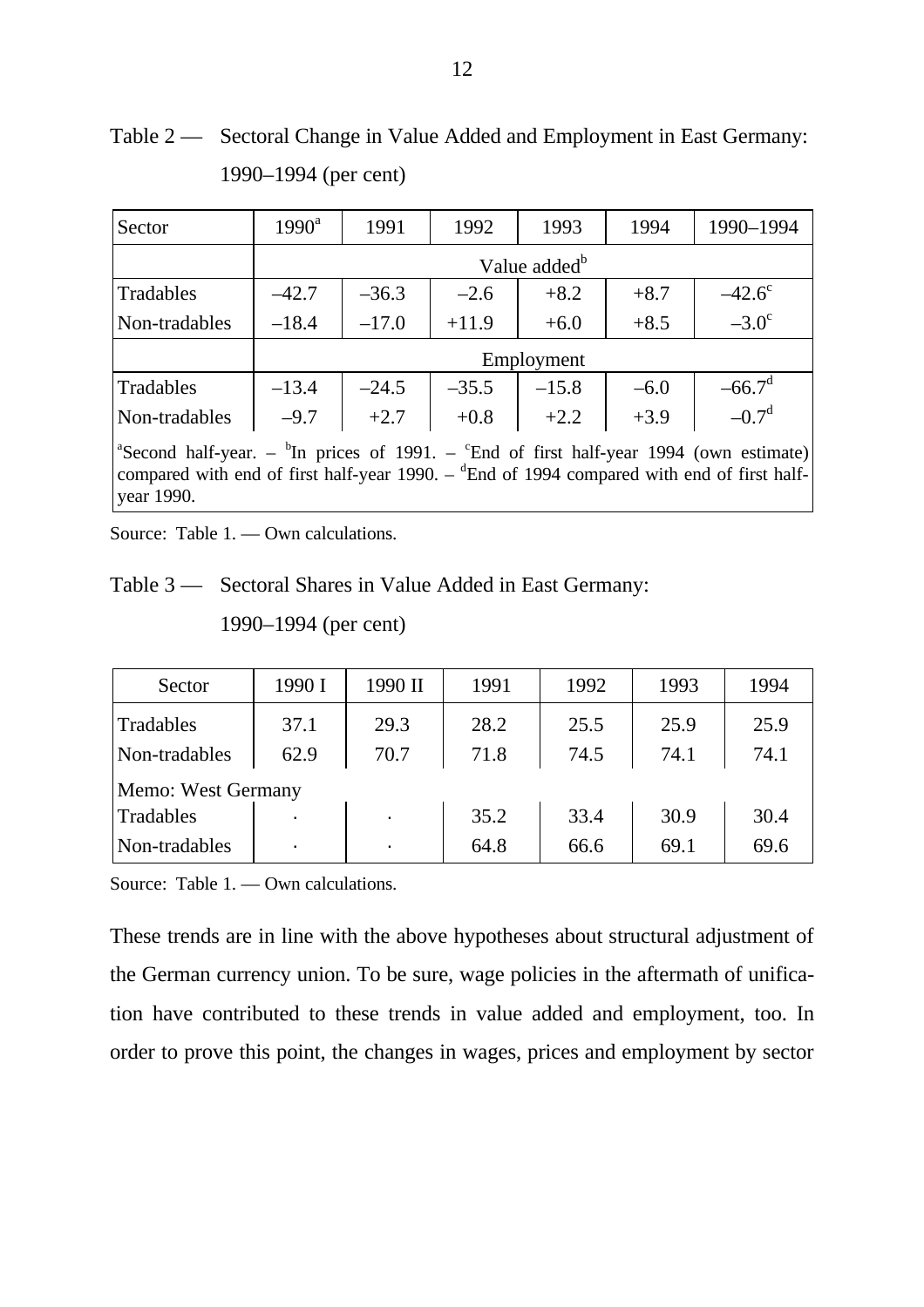Table 2 — Sectoral Change in Value Added and Employment in East Germany: 1990–1994 (per cent)

| Sector | 1990[a] | 1991 | 1992 | 1993 | 1994 | 1990–1994 |
|---|---|---|---|---|---|---|
| | Value added[b] | | | | | |
| Tradables | –42.7 | –36.3 | –2.6 | +8.2 | +8.7 | –42.6[c] |
| Non-tradables | –18.4 | –17.0 | +11.9 | +6.0 | +8.5 | –3.0[c] |
| | Employment | | | | | |
| Tradables | –13.4 | –24.5 | –35.5 | –15.8 | –6.0 | –66.7[d] |
| Non-tradables | –9.7 | +2.7 | +0.8 | +2.2 | +3.9 | –0.7[d] |

[a]Second half-year. – [b]In prices of 1991. – [c]End of first half-year 1994 (own estimate) compared with end of first half-year 1990. – [d]End of 1994 compared with end of first half-year 1990.

Source: Table 1. — Own calculations.

Table 3 — Sectoral Shares in Value Added in East Germany: 1990–1994 (per cent)

| Sector | 1990 I | 1990 II | 1991 | 1992 | 1993 | 1994 |
|---|---|---|---|---|---|---|
| Tradables | 37.1 | 29.3 | 28.2 | 25.5 | 25.9 | 25.9 |
| Non-tradables | 62.9 | 70.7 | 71.8 | 74.5 | 74.1 | 74.1 |
| Memo: West Germany | | | | | | |
| Tradables | · | · | 35.2 | 33.4 | 30.9 | 30.4 |
| Non-tradables | · | · | 64.8 | 66.6 | 69.1 | 69.6 |

Source: Table 1. — Own calculations.

These trends are in line with the above hypotheses about structural adjustment of the German currency union. To be sure, wage policies in the aftermath of unification have contributed to these trends in value added and employment, too. In order to prove this point, the changes in wages, prices and employment by sector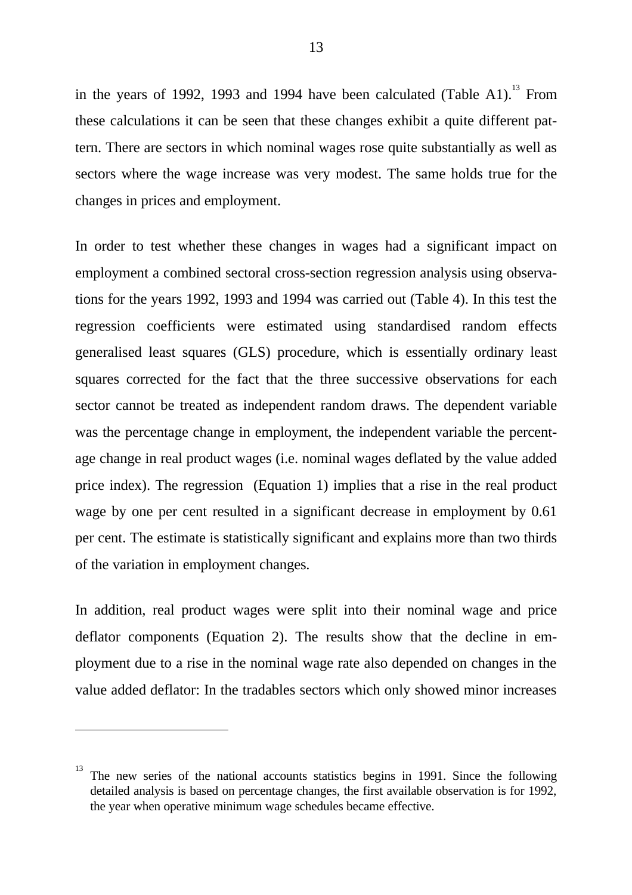in the years of 1992, 1993 and 1994 have been calculated (Table A1).[13] From these calculations it can be seen that these changes exhibit a quite different pattern. There are sectors in which nominal wages rose quite substantially as well as sectors where the wage increase was very modest. The same holds true for the changes in prices and employment.

In order to test whether these changes in wages had a significant impact on employment a combined sectoral cross-section regression analysis using observations for the years 1992, 1993 and 1994 was carried out (Table 4). In this test the regression coefficients were estimated using standardised random effects generalised least squares (GLS) procedure, which is essentially ordinary least squares corrected for the fact that the three successive observations for each sector cannot be treated as independent random draws. The dependent variable was the percentage change in employment, the independent variable the percentage change in real product wages (i.e. nominal wages deflated by the value added price index). The regression (Equation 1) implies that a rise in the real product wage by one per cent resulted in a significant decrease in employment by 0.61 per cent. The estimate is statistically significant and explains more than two thirds of the variation in employment changes.

In addition, real product wages were split into their nominal wage and price deflator components (Equation 2). The results show that the decline in employment due to a rise in the nominal wage rate also depended on changes in the value added deflator: In the tradables sectors which only showed minor increases

---

[13] The new series of the national accounts statistics begins in 1991. Since the following detailed analysis is based on percentage changes, the first available observation is for 1992, the year when operative minimum wage schedules became effective.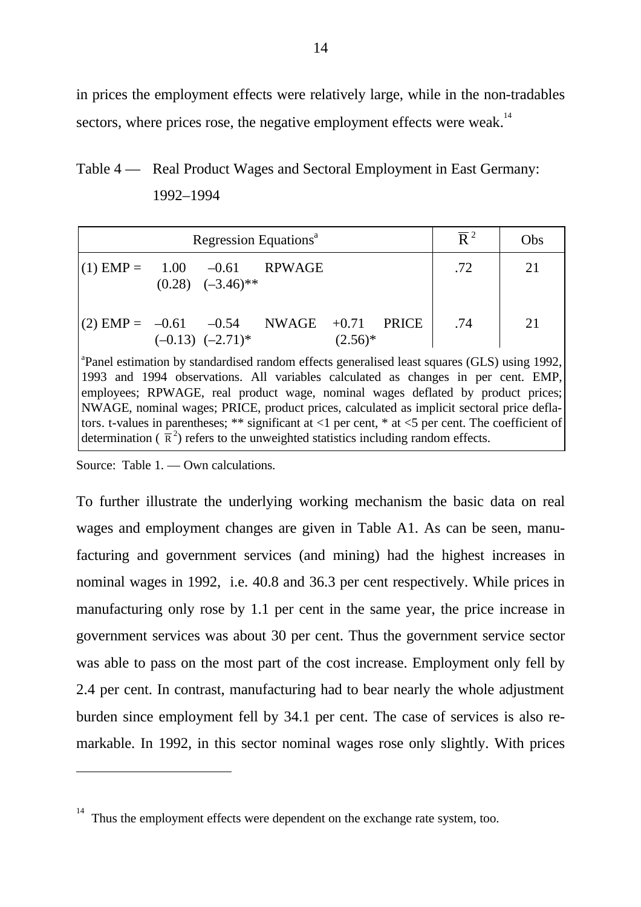in prices the employment effects were relatively large, while in the non-tradables sectors, where prices rose, the negative employment effects were weak.[14]

Table 4 — Real Product Wages and Sectoral Employment in East Germany: 1992–1994

| Regression Equations[a] | $\overline{R}^2$ | Obs |
|---|---|---|
| (1) EMP = 1.00 (0.28) –0.61 (–3.46)** RPWAGE | .72 | 21 |
| (2) EMP = –0.61 (–0.13) –0.54 (–2.71)* NWAGE +0.71 (2.56)* PRICE | .74 | 21 |

[a]Panel estimation by standardised random effects generalised least squares (GLS) using 1992, 1993 and 1994 observations. All variables calculated as changes in per cent. EMP, employees; RPWAGE, real product wage, nominal wages deflated by product prices; NWAGE, nominal wages; PRICE, product prices, calculated as implicit sectoral price deflators. t-values in parentheses; ** significant at <1 per cent, * at <5 per cent. The coefficient of determination ( $\overline{R}^2$) refers to the unweighted statistics including random effects.

Source: Table 1. — Own calculations.

To further illustrate the underlying working mechanism the basic data on real wages and employment changes are given in Table A1. As can be seen, manufacturing and government services (and mining) had the highest increases in nominal wages in 1992, i.e. 40.8 and 36.3 per cent respectively. While prices in manufacturing only rose by 1.1 per cent in the same year, the price increase in government services was about 30 per cent. Thus the government service sector was able to pass on the most part of the cost increase. Employment only fell by 2.4 per cent. In contrast, manufacturing had to bear nearly the whole adjustment burden since employment fell by 34.1 per cent. The case of services is also remarkable. In 1992, in this sector nominal wages rose only slightly. With prices

---

[14] Thus the employment effects were dependent on the exchange rate system, too.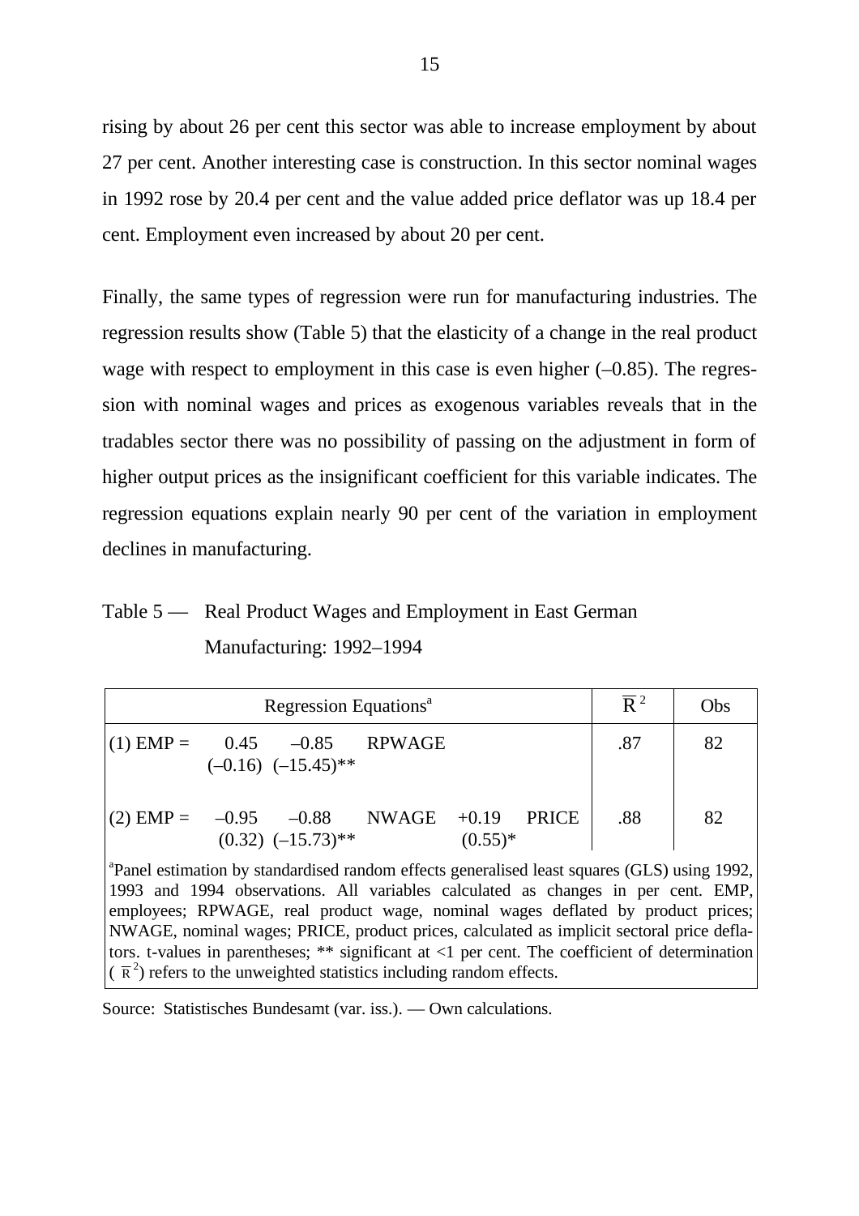rising by about 26 per cent this sector was able to increase employment by about 27 per cent. Another interesting case is construction. In this sector nominal wages in 1992 rose by 20.4 per cent and the value added price deflator was up 18.4 per cent. Employment even increased by about 20 per cent.

Finally, the same types of regression were run for manufacturing industries. The regression results show (Table 5) that the elasticity of a change in the real product wage with respect to employment in this case is even higher (–0.85). The regression with nominal wages and prices as exogenous variables reveals that in the tradables sector there was no possibility of passing on the adjustment in form of higher output prices as the insignificant coefficient for this variable indicates. The regression equations explain nearly 90 per cent of the variation in employment declines in manufacturing.

Table 5 — Real Product Wages and Employment in East German Manufacturing: 1992–1994

| Regression Equations[a] | $\overline{R}^2$ | Obs |
|---|---|---|
| (1) EMP = 0.45 (–0.16) –0.85 (–15.45)** RPWAGE | .87 | 82 |
| (2) EMP = –0.95 (0.32) –0.88 (–15.73)** NWAGE +0.19 (0.55)* PRICE | .88 | 82 |

[a]Panel estimation by standardised random effects generalised least squares (GLS) using 1992, 1993 and 1994 observations. All variables calculated as changes in per cent. EMP, employees; RPWAGE, real product wage, nominal wages deflated by product prices; NWAGE, nominal wages; PRICE, product prices, calculated as implicit sectoral price deflators. t-values in parentheses; ** significant at <1 per cent. The coefficient of determination ($\overline{R}^2$) refers to the unweighted statistics including random effects.

Source: Statistisches Bundesamt (var. iss.). — Own calculations.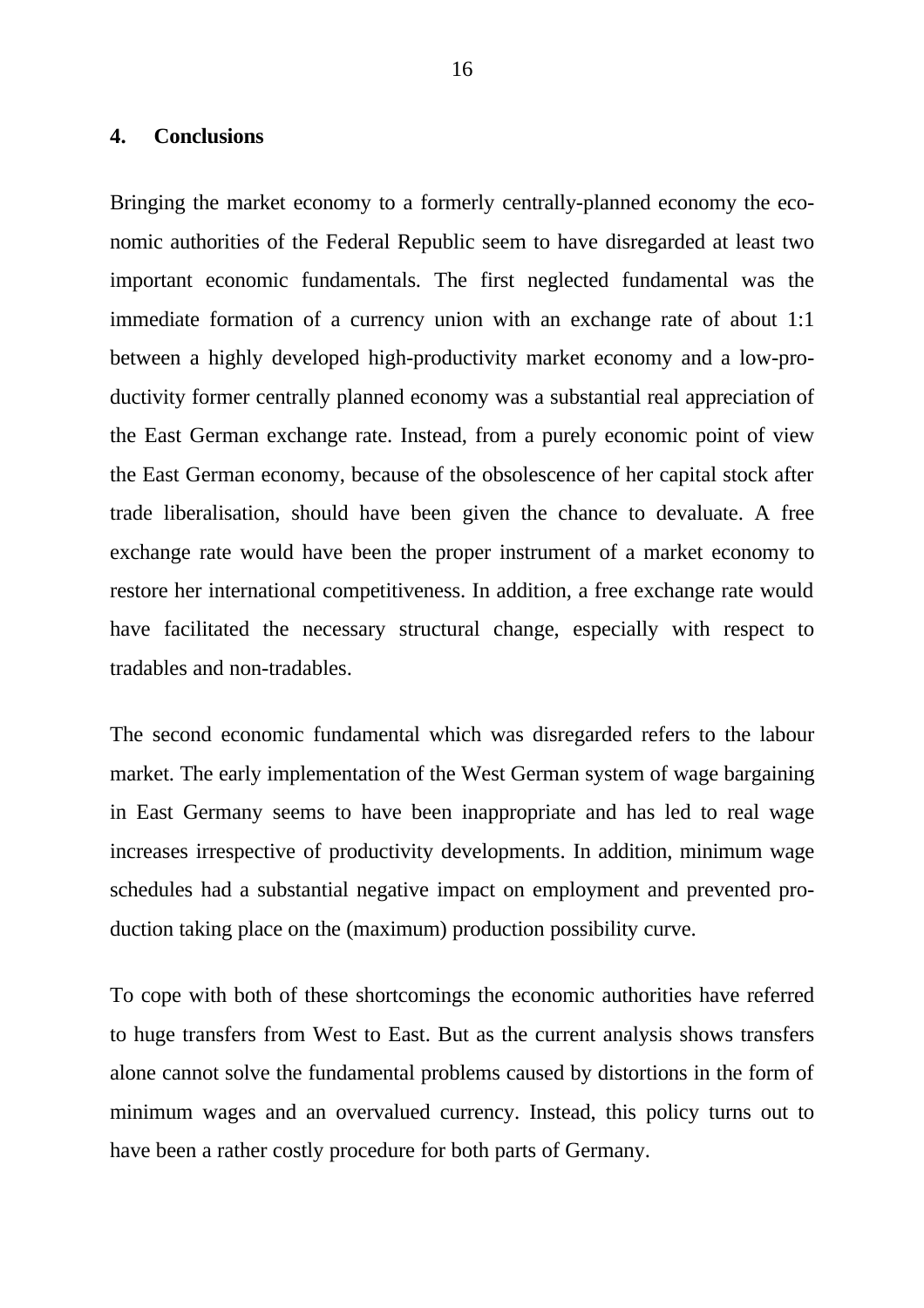## 4. Conclusions

Bringing the market economy to a formerly centrally-planned economy the economic authorities of the Federal Republic seem to have disregarded at least two important economic fundamentals. The first neglected fundamental was the immediate formation of a currency union with an exchange rate of about 1:1 between a highly developed high-productivity market economy and a low-productivity former centrally planned economy was a substantial real appreciation of the East German exchange rate. Instead, from a purely economic point of view the East German economy, because of the obsolescence of her capital stock after trade liberalisation, should have been given the chance to devaluate. A free exchange rate would have been the proper instrument of a market economy to restore her international competitiveness. In addition, a free exchange rate would have facilitated the necessary structural change, especially with respect to tradables and non-tradables.

The second economic fundamental which was disregarded refers to the labour market. The early implementation of the West German system of wage bargaining in East Germany seems to have been inappropriate and has led to real wage increases irrespective of productivity developments. In addition, minimum wage schedules had a substantial negative impact on employment and prevented production taking place on the (maximum) production possibility curve.

To cope with both of these shortcomings the economic authorities have referred to huge transfers from West to East. But as the current analysis shows transfers alone cannot solve the fundamental problems caused by distortions in the form of minimum wages and an overvalued currency. Instead, this policy turns out to have been a rather costly procedure for both parts of Germany.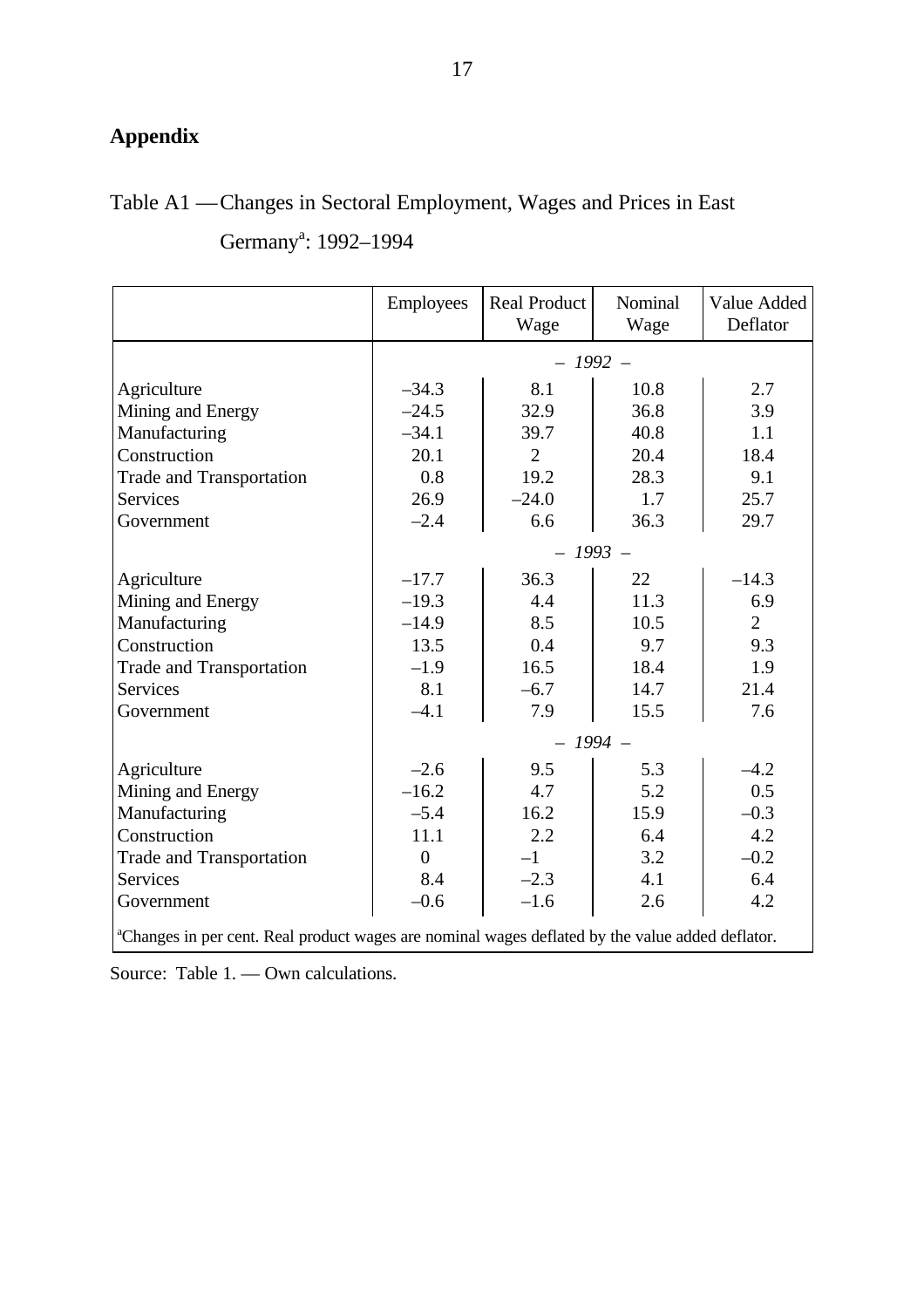## Appendix

Table A1 — Changes in Sectoral Employment, Wages and Prices in East Germany[a]: 1992–1994

| | Employees | Real Product Wage | Nominal Wage | Value Added Deflator |
|---|---|---|---|---|
| | | *– 1992 –* | | |
| Agriculture | –34.3 | 8.1 | 10.8 | 2.7 |
| Mining and Energy | –24.5 | 32.9 | 36.8 | 3.9 |
| Manufacturing | –34.1 | 39.7 | 40.8 | 1.1 |
| Construction | 20.1 | 2 | 20.4 | 18.4 |
| Trade and Transportation | 0.8 | 19.2 | 28.3 | 9.1 |
| Services | 26.9 | –24.0 | 1.7 | 25.7 |
| Government | –2.4 | 6.6 | 36.3 | 29.7 |
| | | *– 1993 –* | | |
| Agriculture | –17.7 | 36.3 | 22 | –14.3 |
| Mining and Energy | –19.3 | 4.4 | 11.3 | 6.9 |
| Manufacturing | –14.9 | 8.5 | 10.5 | 2 |
| Construction | 13.5 | 0.4 | 9.7 | 9.3 |
| Trade and Transportation | –1.9 | 16.5 | 18.4 | 1.9 |
| Services | 8.1 | –6.7 | 14.7 | 21.4 |
| Government | –4.1 | 7.9 | 15.5 | 7.6 |
| | | *– 1994 –* | | |
| Agriculture | –2.6 | 9.5 | 5.3 | –4.2 |
| Mining and Energy | –16.2 | 4.7 | 5.2 | 0.5 |
| Manufacturing | –5.4 | 16.2 | 15.9 | –0.3 |
| Construction | 11.1 | 2.2 | 6.4 | 4.2 |
| Trade and Transportation | 0 | –1 | 3.2 | –0.2 |
| Services | 8.4 | –2.3 | 4.1 | 6.4 |
| Government | –0.6 | –1.6 | 2.6 | 4.2 |

[a]Changes in per cent. Real product wages are nominal wages deflated by the value added deflator.

Source: Table 1. — Own calculations.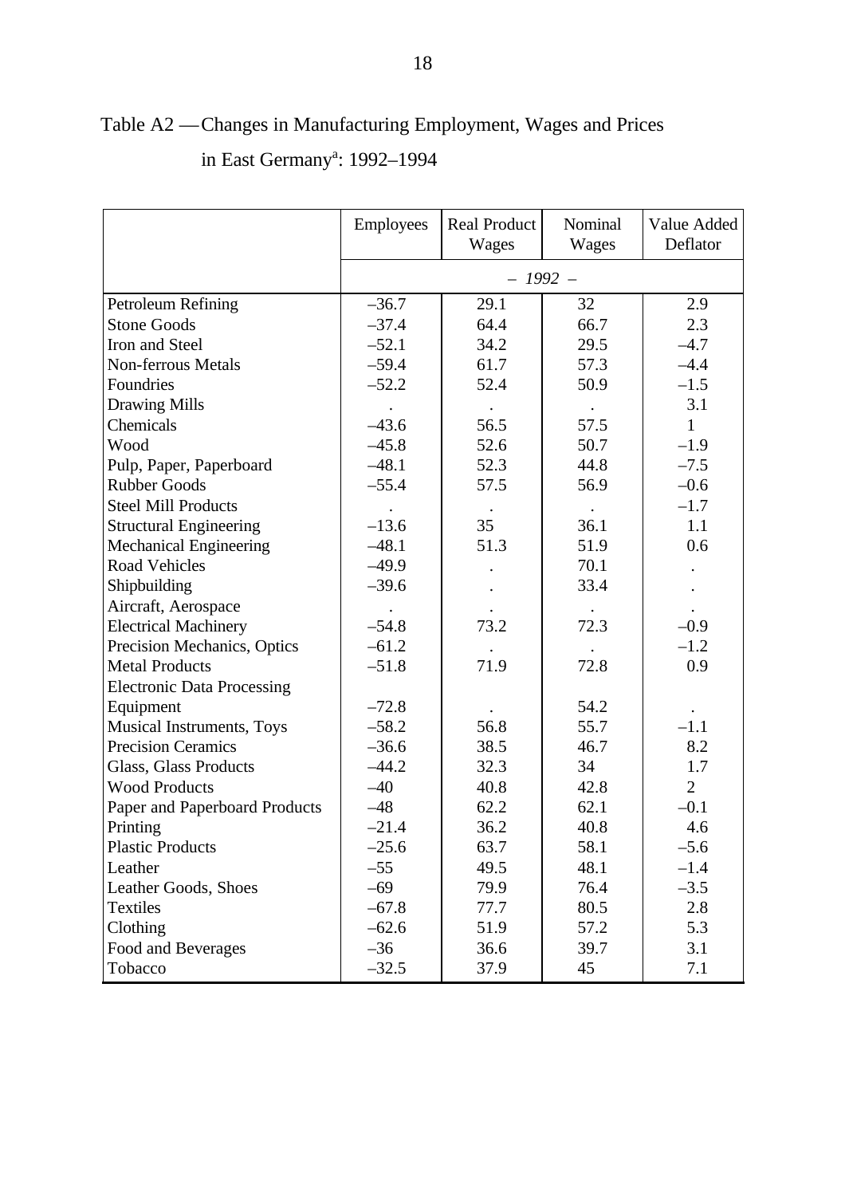Table A2 — Changes in Manufacturing Employment, Wages and Prices in East Germany[a]: 1992–1994

| | Employees | Real Product Wages | Nominal Wages | Value Added Deflator |
|---|---|---|---|---|
| | *– 1992 –* | | | |
| Petroleum Refining | –36.7 | 29.1 | 32 | 2.9 |
| Stone Goods | –37.4 | 64.4 | 66.7 | 2.3 |
| Iron and Steel | –52.1 | 34.2 | 29.5 | –4.7 |
| Non-ferrous Metals | –59.4 | 61.7 | 57.3 | –4.4 |
| Foundries | –52.2 | 52.4 | 50.9 | –1.5 |
| Drawing Mills | . | . | . | 3.1 |
| Chemicals | –43.6 | 56.5 | 57.5 | 1 |
| Wood | –45.8 | 52.6 | 50.7 | –1.9 |
| Pulp, Paper, Paperboard | –48.1 | 52.3 | 44.8 | –7.5 |
| Rubber Goods | –55.4 | 57.5 | 56.9 | –0.6 |
| Steel Mill Products | . | . | . | –1.7 |
| Structural Engineering | –13.6 | 35 | 36.1 | 1.1 |
| Mechanical Engineering | –48.1 | 51.3 | 51.9 | 0.6 |
| Road Vehicles | –49.9 | . | 70.1 | . |
| Shipbuilding | –39.6 | . | 33.4 | . |
| Aircraft, Aerospace | . | . | . | . |
| Electrical Machinery | –54.8 | 73.2 | 72.3 | –0.9 |
| Precision Mechanics, Optics | –61.2 | . | . | –1.2 |
| Metal Products | –51.8 | 71.9 | 72.8 | 0.9 |
| Electronic Data Processing Equipment | –72.8 | . | 54.2 | . |
| Musical Instruments, Toys | –58.2 | 56.8 | 55.7 | –1.1 |
| Precision Ceramics | –36.6 | 38.5 | 46.7 | 8.2 |
| Glass, Glass Products | –44.2 | 32.3 | 34 | 1.7 |
| Wood Products | –40 | 40.8 | 42.8 | 2 |
| Paper and Paperboard Products | –48 | 62.2 | 62.1 | –0.1 |
| Printing | –21.4 | 36.2 | 40.8 | 4.6 |
| Plastic Products | –25.6 | 63.7 | 58.1 | –5.6 |
| Leather | –55 | 49.5 | 48.1 | –1.4 |
| Leather Goods, Shoes | –69 | 79.9 | 76.4 | –3.5 |
| Textiles | –67.8 | 77.7 | 80.5 | 2.8 |
| Clothing | –62.6 | 51.9 | 57.2 | 5.3 |
| Food and Beverages | –36 | 36.6 | 39.7 | 3.1 |
| Tobacco | –32.5 | 37.9 | 45 | 7.1 |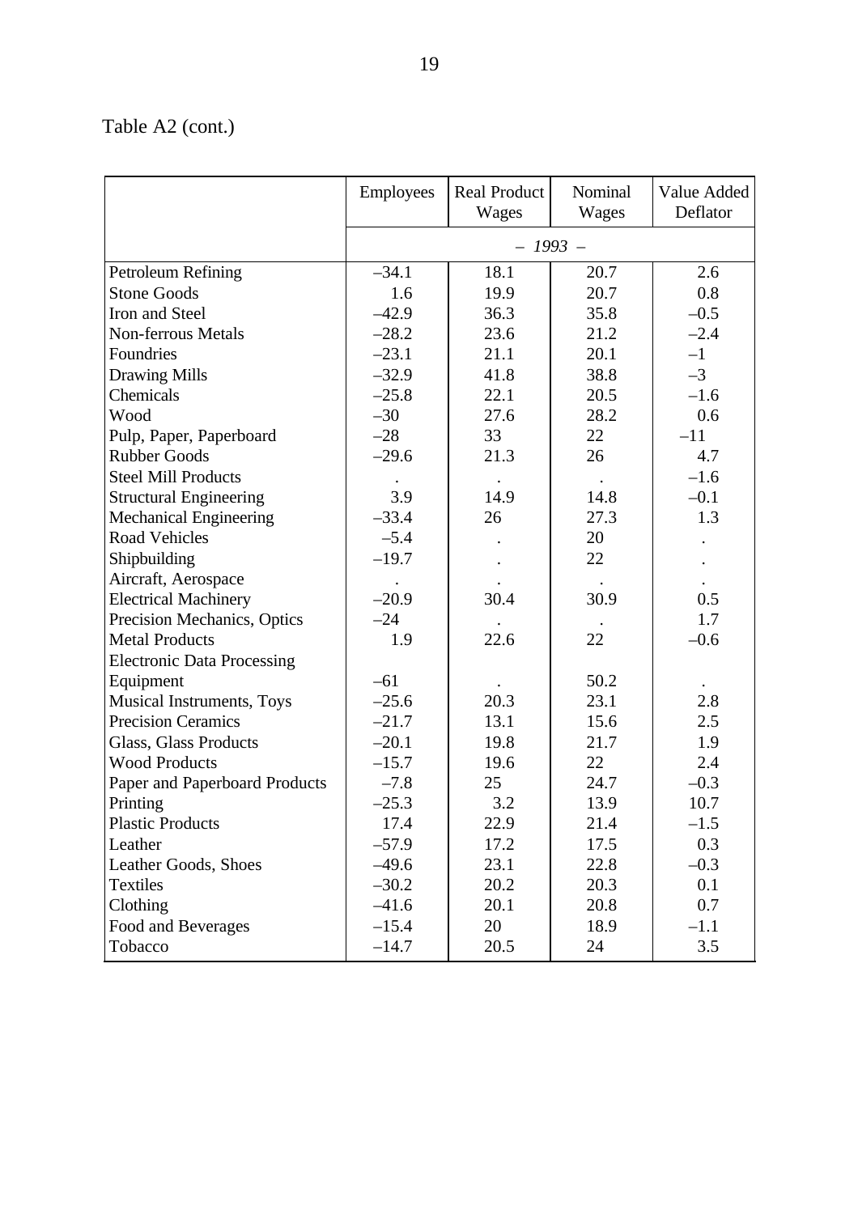Table A2 (cont.)

| | Employees | Real Product Wages | Nominal Wages | Value Added Deflator |
|---|---|---|---|---|
| | – *1993* – | | | |
| Petroleum Refining | –34.1 | 18.1 | 20.7 | 2.6 |
| Stone Goods | 1.6 | 19.9 | 20.7 | 0.8 |
| Iron and Steel | –42.9 | 36.3 | 35.8 | –0.5 |
| Non-ferrous Metals | –28.2 | 23.6 | 21.2 | –2.4 |
| Foundries | –23.1 | 21.1 | 20.1 | –1 |
| Drawing Mills | –32.9 | 41.8 | 38.8 | –3 |
| Chemicals | –25.8 | 22.1 | 20.5 | –1.6 |
| Wood | –30 | 27.6 | 28.2 | 0.6 |
| Pulp, Paper, Paperboard | –28 | 33 | 22 | –11 |
| Rubber Goods | –29.6 | 21.3 | 26 | 4.7 |
| Steel Mill Products | . | . | . | –1.6 |
| Structural Engineering | 3.9 | 14.9 | 14.8 | –0.1 |
| Mechanical Engineering | –33.4 | 26 | 27.3 | 1.3 |
| Road Vehicles | –5.4 | . | 20 | . |
| Shipbuilding | –19.7 | . | 22 | . |
| Aircraft, Aerospace | . | . | . | . |
| Electrical Machinery | –20.9 | 30.4 | 30.9 | 0.5 |
| Precision Mechanics, Optics | –24 | . | . | 1.7 |
| Metal Products | 1.9 | 22.6 | 22 | –0.6 |
| Electronic Data Processing Equipment | –61 | . | 50.2 | . |
| Musical Instruments, Toys | –25.6 | 20.3 | 23.1 | 2.8 |
| Precision Ceramics | –21.7 | 13.1 | 15.6 | 2.5 |
| Glass, Glass Products | –20.1 | 19.8 | 21.7 | 1.9 |
| Wood Products | –15.7 | 19.6 | 22 | 2.4 |
| Paper and Paperboard Products | –7.8 | 25 | 24.7 | –0.3 |
| Printing | –25.3 | 3.2 | 13.9 | 10.7 |
| Plastic Products | 17.4 | 22.9 | 21.4 | –1.5 |
| Leather | –57.9 | 17.2 | 17.5 | 0.3 |
| Leather Goods, Shoes | –49.6 | 23.1 | 22.8 | –0.3 |
| Textiles | –30.2 | 20.2 | 20.3 | 0.1 |
| Clothing | –41.6 | 20.1 | 20.8 | 0.7 |
| Food and Beverages | –15.4 | 20 | 18.9 | –1.1 |
| Tobacco | –14.7 | 20.5 | 24 | 3.5 |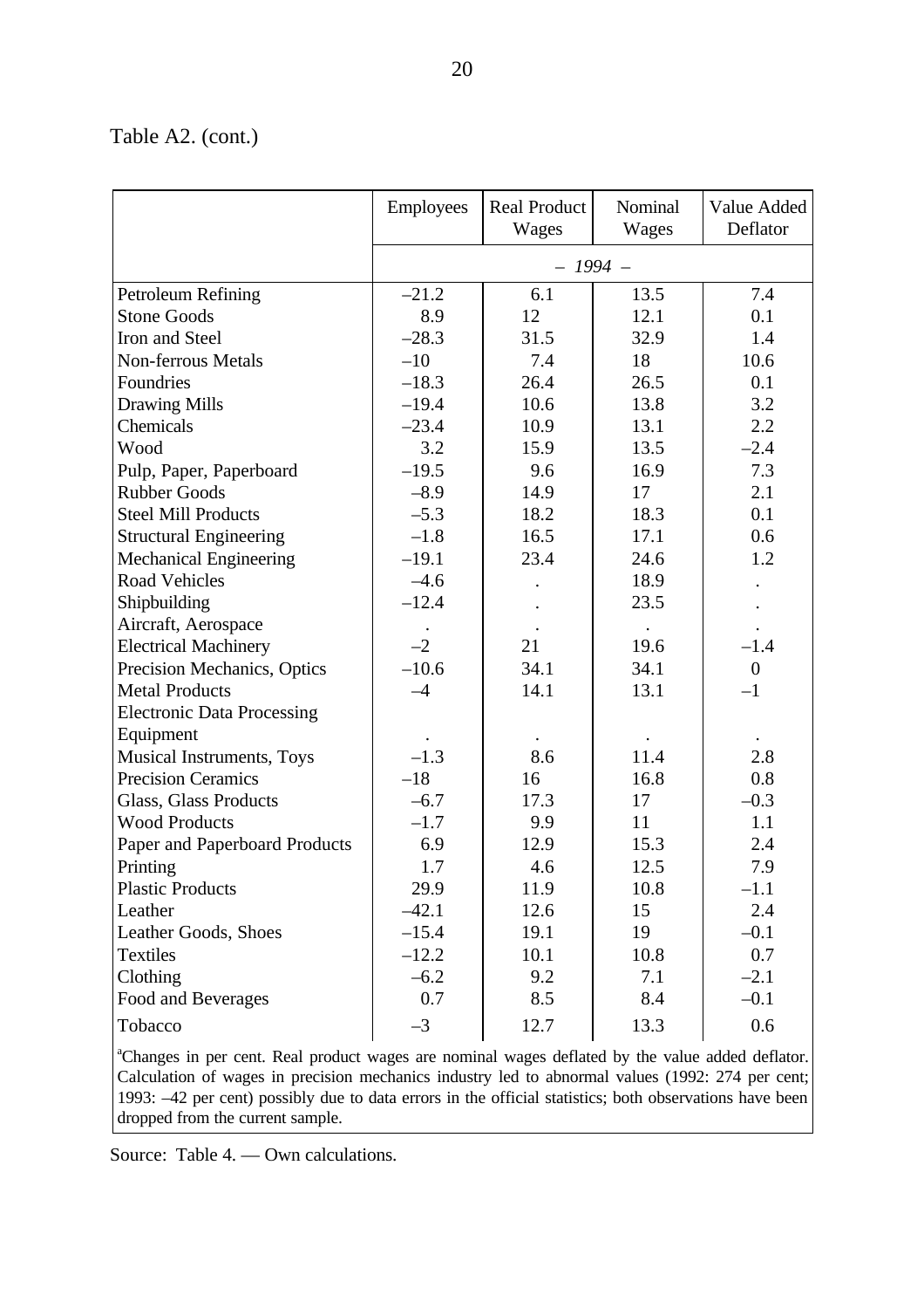Table A2. (cont.)

| | Employees | Real Product Wages | Nominal Wages | Value Added Deflator |
|---|---|---|---|---|
| | – 1994 – | | | |
| Petroleum Refining | –21.2 | 6.1 | 13.5 | 7.4 |
| Stone Goods | 8.9 | 12 | 12.1 | 0.1 |
| Iron and Steel | –28.3 | 31.5 | 32.9 | 1.4 |
| Non-ferrous Metals | –10 | 7.4 | 18 | 10.6 |
| Foundries | –18.3 | 26.4 | 26.5 | 0.1 |
| Drawing Mills | –19.4 | 10.6 | 13.8 | 3.2 |
| Chemicals | –23.4 | 10.9 | 13.1 | 2.2 |
| Wood | 3.2 | 15.9 | 13.5 | –2.4 |
| Pulp, Paper, Paperboard | –19.5 | 9.6 | 16.9 | 7.3 |
| Rubber Goods | –8.9 | 14.9 | 17 | 2.1 |
| Steel Mill Products | –5.3 | 18.2 | 18.3 | 0.1 |
| Structural Engineering | –1.8 | 16.5 | 17.1 | 0.6 |
| Mechanical Engineering | –19.1 | 23.4 | 24.6 | 1.2 |
| Road Vehicles | –4.6 | . | 18.9 | . |
| Shipbuilding | –12.4 | . | 23.5 | . |
| Aircraft, Aerospace | . | . | . | . |
| Electrical Machinery | –2 | 21 | 19.6 | –1.4 |
| Precision Mechanics, Optics | –10.6 | 34.1 | 34.1 | 0 |
| Metal Products | –4 | 14.1 | 13.1 | –1 |
| Electronic Data Processing Equipment | . | . | . | . |
| Musical Instruments, Toys | –1.3 | 8.6 | 11.4 | 2.8 |
| Precision Ceramics | –18 | 16 | 16.8 | 0.8 |
| Glass, Glass Products | –6.7 | 17.3 | 17 | –0.3 |
| Wood Products | –1.7 | 9.9 | 11 | 1.1 |
| Paper and Paperboard Products | 6.9 | 12.9 | 15.3 | 2.4 |
| Printing | 1.7 | 4.6 | 12.5 | 7.9 |
| Plastic Products | 29.9 | 11.9 | 10.8 | –1.1 |
| Leather | –42.1 | 12.6 | 15 | 2.4 |
| Leather Goods, Shoes | –15.4 | 19.1 | 19 | –0.1 |
| Textiles | –12.2 | 10.1 | 10.8 | 0.7 |
| Clothing | –6.2 | 9.2 | 7.1 | –2.1 |
| Food and Beverages | 0.7 | 8.5 | 8.4 | –0.1 |
| Tobacco | –3 | 12.7 | 13.3 | 0.6 |

[a]Changes in per cent. Real product wages are nominal wages deflated by the value added deflator. Calculation of wages in precision mechanics industry led to abnormal values (1992: 274 per cent; 1993: –42 per cent) possibly due to data errors in the official statistics; both observations have been dropped from the current sample.

Source: Table 4. — Own calculations.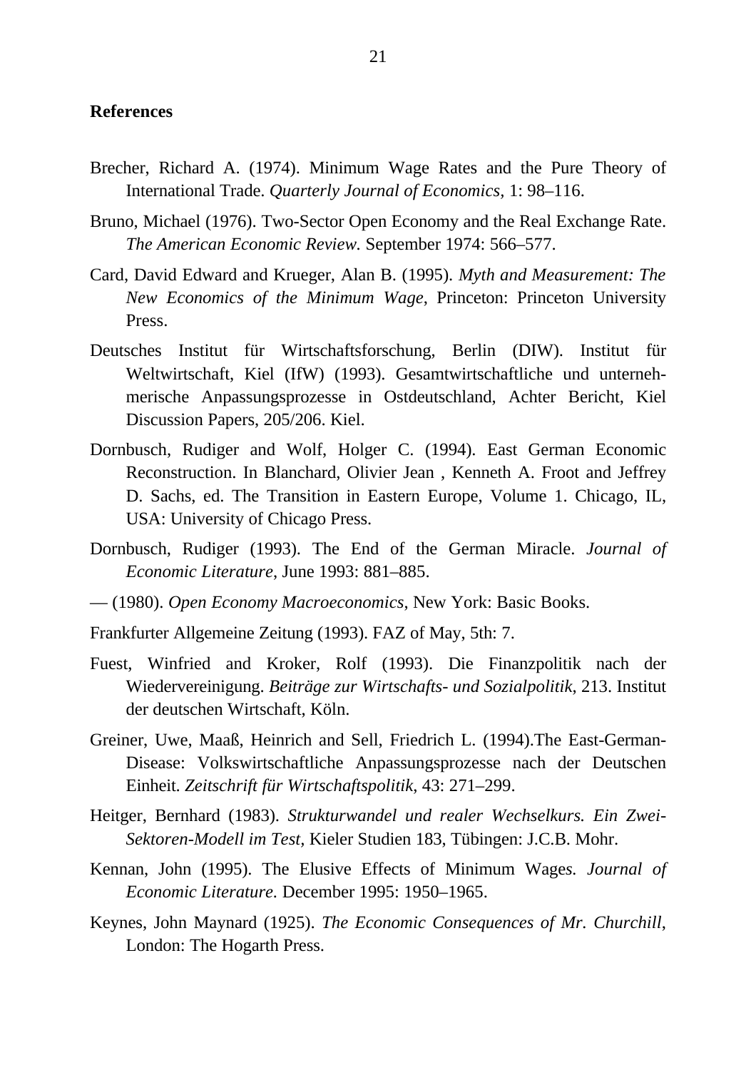**References**

Brecher, Richard A. (1974). Minimum Wage Rates and the Pure Theory of International Trade. *Quarterly Journal of Economics*, 1: 98–116.

Bruno, Michael (1976). Two-Sector Open Economy and the Real Exchange Rate. *The American Economic Review.* September 1974: 566–577.

Card, David Edward and Krueger, Alan B. (1995). *Myth and Measurement: The New Economics of the Minimum Wage*, Princeton: Princeton University Press.

Deutsches Institut für Wirtschaftsforschung, Berlin (DIW). Institut für Weltwirtschaft, Kiel (IfW) (1993). Gesamtwirtschaftliche und unternehmerische Anpassungsprozesse in Ostdeutschland, Achter Bericht, Kiel Discussion Papers, 205/206. Kiel.

Dornbusch, Rudiger and Wolf, Holger C. (1994). East German Economic Reconstruction. In Blanchard, Olivier Jean , Kenneth A. Froot and Jeffrey D. Sachs, ed. The Transition in Eastern Europe, Volume 1. Chicago, IL, USA: University of Chicago Press.

Dornbusch, Rudiger (1993). The End of the German Miracle. *Journal of Economic Literature*, June 1993: 881–885.

— (1980). *Open Economy Macroeconomics*, New York: Basic Books.

Frankfurter Allgemeine Zeitung (1993). FAZ of May, 5th: 7.

Fuest, Winfried and Kroker, Rolf (1993). Die Finanzpolitik nach der Wiedervereinigung. *Beiträge zur Wirtschafts- und Sozialpolitik*, 213. Institut der deutschen Wirtschaft, Köln.

Greiner, Uwe, Maaß, Heinrich and Sell, Friedrich L. (1994).The East-German-Disease: Volkswirtschaftliche Anpassungsprozesse nach der Deutschen Einheit. *Zeitschrift für Wirtschaftspolitik*, 43: 271–299.

Heitger, Bernhard (1983). *Strukturwandel und realer Wechselkurs. Ein Zwei-Sektoren-Modell im Test*, Kieler Studien 183, Tübingen: J.C.B. Mohr.

Kennan, John (1995). The Elusive Effects of Minimum Wages. *Journal of Economic Literature*. December 1995: 1950–1965.

Keynes, John Maynard (1925). *The Economic Consequences of Mr. Churchill*, London: The Hogarth Press.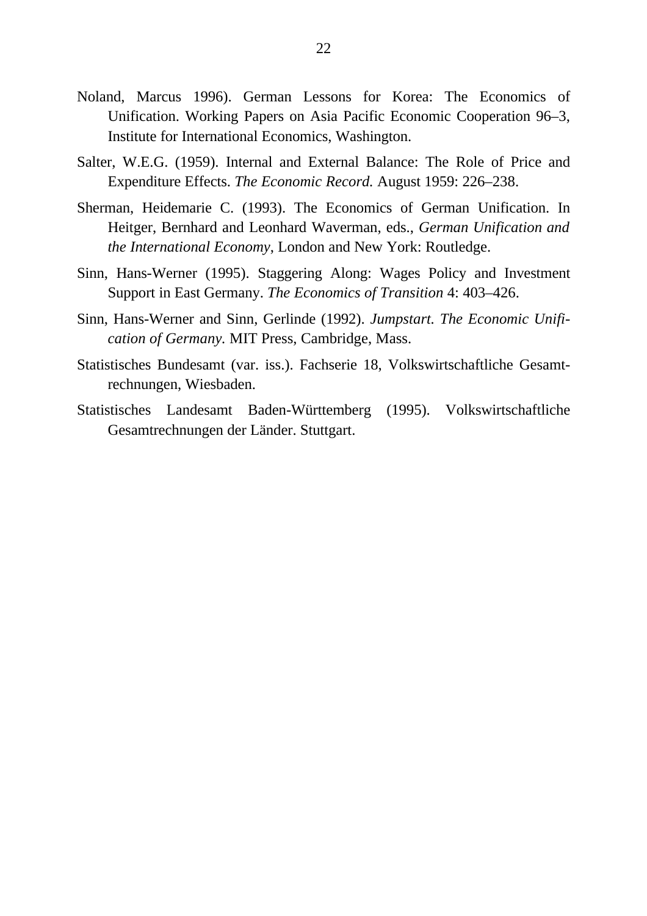Noland, Marcus 1996). German Lessons for Korea: The Economics of Unification. Working Papers on Asia Pacific Economic Cooperation 96–3, Institute for International Economics, Washington.

Salter, W.E.G. (1959). Internal and External Balance: The Role of Price and Expenditure Effects. *The Economic Record.* August 1959: 226–238.

Sherman, Heidemarie C. (1993). The Economics of German Unification. In Heitger, Bernhard and Leonhard Waverman, eds., *German Unification and the International Economy*, London and New York: Routledge.

Sinn, Hans-Werner (1995). Staggering Along: Wages Policy and Investment Support in East Germany. *The Economics of Transition* 4: 403–426.

Sinn, Hans-Werner and Sinn, Gerlinde (1992). *Jumpstart. The Economic Unification of Germany.* MIT Press, Cambridge, Mass.

Statistisches Bundesamt (var. iss.). Fachserie 18, Volkswirtschaftliche Gesamtrechnungen, Wiesbaden.

Statistisches Landesamt Baden-Württemberg (1995). Volkswirtschaftliche Gesamtrechnungen der Länder. Stuttgart.